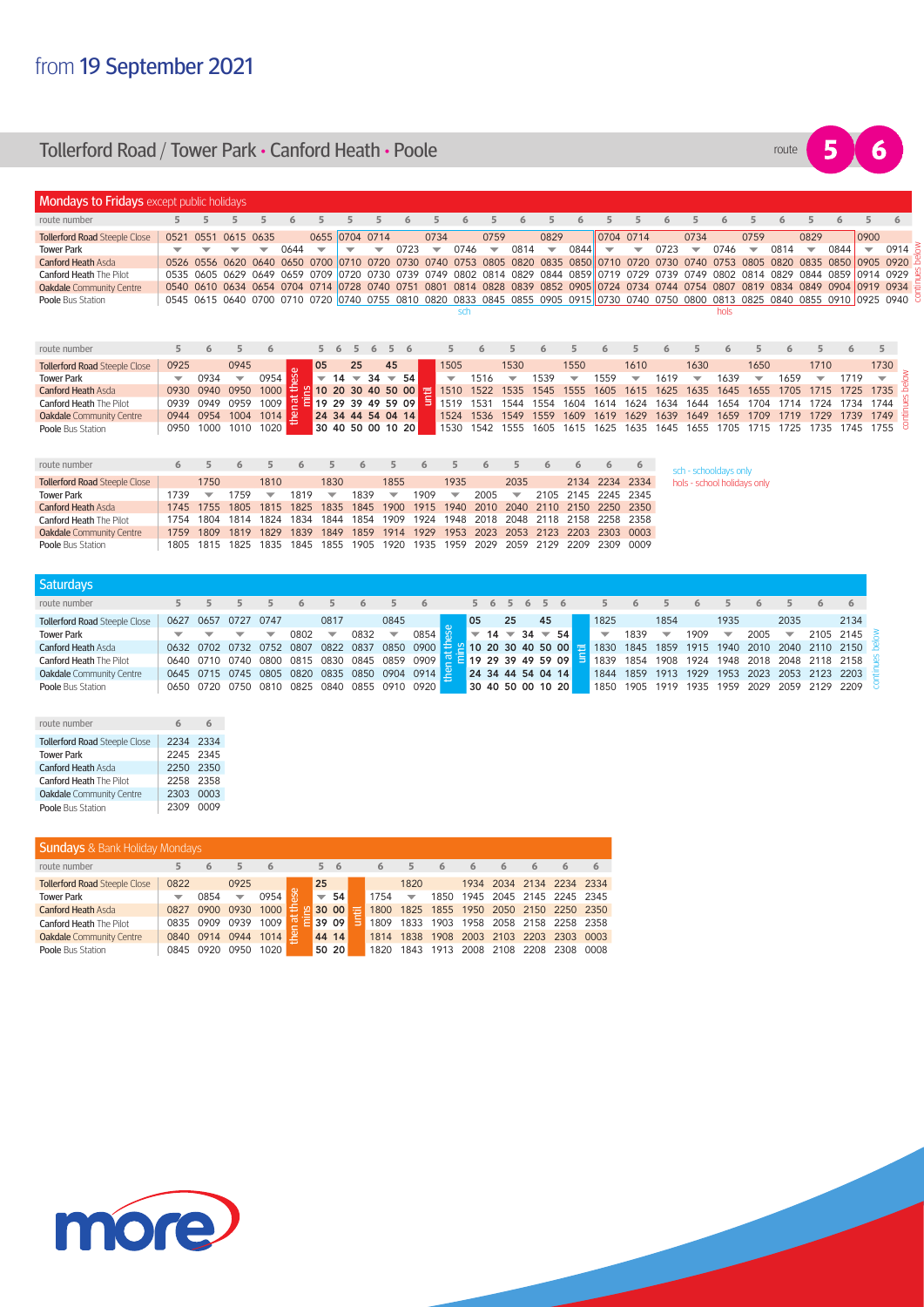# from 19 September 2021

## Tollerford Road / Tower Park • Canford Heath • Poole

route 5 6

### Mondays to Fridays except public holidays

| route number | 5 | 5 | 5 | 5 | 6 | 5 | 5 | 5 | 6 | 5 | 6 | 5 | 6 | 5 | 6 | 5 | 5 | 6 | 5 | 6 | 5 | 6 | 5 | 6 | 5 | 6 |
|---|---|---|---|---|---|---|---|---|---|---|---|---|---|---|---|---|---|---|---|---|---|---|---|---|---|---|
| Tollerford Road Steeple Close | 0521 | 0551 | 0615 | 0635 | | 0655 | 0704 | 0714 | | 0734 | | 0759 | | 0829 | | 0704 | 0714 | | 0734 | | 0759 | | 0829 | | 0900 | |
| Tower Park | ▼ | ▼ | ▼ | ▼ | 0644 | ▼ | ▼ | ▼ | 0723 | ▼ | 0746 | ▼ | 0814 | ▼ | 0844 | ▼ | ▼ | 0723 | ▼ | 0746 | ▼ | 0814 | ▼ | 0844 | ▼ | 0914 |
| Canford Heath Asda | 0526 | 0556 | 0620 | 0640 | 0650 | 0700 | 0710 | 0720 | 0730 | 0740 | 0753 | 0805 | 0820 | 0835 | 0850 | 0710 | 0720 | 0730 | 0740 | 0753 | 0805 | 0820 | 0835 | 0850 | 0905 | 0920 |
| Canford Heath The Pilot | 0535 | 0605 | 0629 | 0649 | 0659 | 0709 | 0720 | 0730 | 0739 | 0749 | 0802 | 0814 | 0829 | 0844 | 0859 | 0719 | 0729 | 0739 | 0749 | 0802 | 0814 | 0829 | 0844 | 0859 | 0914 | 0929 |
| Oakdale Community Centre | 0540 | 0610 | 0634 | 0654 | 0704 | 0714 | 0728 | 0740 | 0751 | 0801 | 0814 | 0828 | 0839 | 0852 | 0905 | 0724 | 0734 | 0744 | 0754 | 0807 | 0819 | 0834 | 0849 | 0904 | 0919 | 0934 |
| Poole Bus Station | 0545 | 0615 | 0640 | 0700 | 0710 | 0720 | 0740 | 0755 | 0810 | 0820 | 0833 | 0845 | 0855 | 0905 | 0915 | 0730 | 0740 | 0750 | 0800 | 0813 | 0825 | 0840 | 0855 | 0910 | 0925 | 0940 |
| | | | | | | | | | | | sch | | | | | | | | | | hols | | | | | |

continues below

| route number | 5 | 6 | 5 | 6 | | 5 | 6 | 5 | 6 | 5 | 6 | | 5 | 6 | 5 | 6 | 5 | 6 | 5 | 6 | 5 | 6 | 5 | 6 | 5 | 6 | 5 |
|---|---|---|---|---|---|---|---|---|---|---|---|---|---|---|---|---|---|---|---|---|---|---|---|---|---|---|---|
| Tollerford Road Steeple Close | 0925 | | 0945 | | then at these mins | 05 | | 25 | | 45 | | until | 1505 | | 1530 | | 1550 | | 1610 | | 1630 | | 1650 | | 1710 | | 1730 |
| Tower Park | ▼ | 0934 | ▼ | 0954 | | ▼ | 14 | ▼ | 34 | ▼ | 54 | | ▼ | 1516 | ▼ | 1539 | ▼ | 1559 | ▼ | 1619 | ▼ | 1639 | ▼ | 1659 | ▼ | 1719 | ▼ |
| Canford Heath Asda | 0930 | 0940 | 0950 | 1000 | | 10 | 20 | 30 | 40 | 50 | 00 | | 1510 | 1522 | 1535 | 1545 | 1555 | 1605 | 1615 | 1625 | 1635 | 1645 | 1655 | 1705 | 1715 | 1725 | 1735 |
| Canford Heath The Pilot | 0939 | 0949 | 0959 | 1009 | | 19 | 29 | 39 | 49 | 59 | 09 | | 1519 | 1531 | 1544 | 1554 | 1604 | 1614 | 1624 | 1634 | 1644 | 1654 | 1704 | 1714 | 1724 | 1734 | 1744 |
| Oakdale Community Centre | 0944 | 0954 | 1004 | 1014 | | 24 | 34 | 44 | 54 | 04 | 14 | | 1524 | 1536 | 1549 | 1559 | 1609 | 1619 | 1629 | 1639 | 1649 | 1659 | 1709 | 1719 | 1729 | 1739 | 1749 |
| Poole Bus Station | 0950 | 1000 | 1010 | 1020 | | 30 | 40 | 50 | 00 | 10 | 20 | | 1530 | 1542 | 1555 | 1605 | 1615 | 1625 | 1635 | 1645 | 1655 | 1705 | 1715 | 1725 | 1735 | 1745 | 1755 |

continues below

| route number | 6 | 5 | 6 | 5 | 6 | 5 | 6 | 5 | 6 | 5 | 6 | 5 | 6 | 6 | 6 | 6 |
|---|---|---|---|---|---|---|---|---|---|---|---|---|---|---|---|---|
| Tollerford Road Steeple Close | | 1750 | | 1810 | | 1830 | | 1855 | | 1935 | | 2035 | | 2134 | 2234 | 2334 |
| Tower Park | 1739 | ▼ | 1759 | ▼ | 1819 | ▼ | 1839 | ▼ | 1909 | ▼ | 2005 | ▼ | 2105 | 2145 | 2245 | 2345 |
| Canford Heath Asda | 1745 | 1755 | 1805 | 1815 | 1825 | 1835 | 1845 | 1900 | 1915 | 1940 | 2010 | 2040 | 2110 | 2150 | 2250 | 2350 |
| Canford Heath The Pilot | 1754 | 1804 | 1814 | 1824 | 1834 | 1844 | 1854 | 1909 | 1924 | 1948 | 2018 | 2048 | 2118 | 2158 | 2258 | 2358 |
| Oakdale Community Centre | 1759 | 1809 | 1819 | 1829 | 1839 | 1849 | 1859 | 1914 | 1929 | 1953 | 2023 | 2053 | 2123 | 2203 | 2303 | 0003 |
| Poole Bus Station | 1805 | 1815 | 1825 | 1835 | 1845 | 1855 | 1905 | 1920 | 1935 | 1959 | 2029 | 2059 | 2129 | 2209 | 2309 | 0009 |

sch - schooldays only
hols - school holidays only

### Saturdays

| route number | 5 | 5 | 5 | 5 | 6 | 5 | 6 | 5 | 6 | | 5 | 6 | 5 | 6 | 5 | 6 | | 5 | 6 | 5 | 6 | 5 | 6 | 5 | 6 | 6 |
|---|---|---|---|---|---|---|---|---|---|---|---|---|---|---|---|---|---|---|---|---|---|---|---|---|---|---|
| Tollerford Road Steeple Close | 0627 | 0657 | 0727 | 0747 | | 0817 | | 0845 | | then at these mins | 05 | | 25 | | 45 | | until | 1825 | | 1854 | | 1935 | | 2035 | | 2134 |
| Tower Park | ▼ | ▼ | ▼ | ▼ | 0802 | ▼ | 0832 | ▼ | 0854 | | ▼ | 14 | ▼ | 34 | ▼ | 54 | | ▼ | 1839 | ▼ | 1909 | ▼ | 2005 | ▼ | 2105 | 2145 |
| Canford Heath Asda | 0632 | 0702 | 0732 | 0752 | 0807 | 0822 | 0837 | 0850 | 0900 | | 10 | 20 | 30 | 40 | 50 | 00 | | 1830 | 1845 | 1859 | 1915 | 1940 | 2010 | 2040 | 2110 | 2150 |
| Canford Heath The Pilot | 0640 | 0710 | 0740 | 0800 | 0815 | 0830 | 0845 | 0859 | 0909 | | 19 | 29 | 39 | 49 | 59 | 09 | | 1839 | 1854 | 1908 | 1924 | 1948 | 2018 | 2048 | 2118 | 2158 |
| Oakdale Community Centre | 0645 | 0715 | 0745 | 0805 | 0820 | 0835 | 0850 | 0904 | 0914 | | 24 | 34 | 44 | 54 | 04 | 14 | | 1844 | 1859 | 1913 | 1929 | 1953 | 2023 | 2053 | 2123 | 2203 |
| Poole Bus Station | 0650 | 0720 | 0750 | 0810 | 0825 | 0840 | 0855 | 0910 | 0920 | | 30 | 40 | 50 | 00 | 10 | 20 | | 1850 | 1905 | 1919 | 1935 | 1959 | 2029 | 2059 | 2129 | 2209 |

continues below

| route number | 6 | 6 |
|---|---|---|
| Tollerford Road Steeple Close | 2234 | 2334 |
| Tower Park | 2245 | 2345 |
| Canford Heath Asda | 2250 | 2350 |
| Canford Heath The Pilot | 2258 | 2358 |
| Oakdale Community Centre | 2303 | 0003 |
| Poole Bus Station | 2309 | 0009 |

### Sundays & Bank Holiday Mondays

| route number | 5 | 6 | 5 | 6 | | 5 | 6 | | 6 | 5 | 6 | 6 | 6 | 6 | 6 | 6 |
|---|---|---|---|---|---|---|---|---|---|---|---|---|---|---|---|---|
| Tollerford Road Steeple Close | 0822 | | 0925 | | then at these mins | 25 | | until | | 1820 | | 1934 | 2034 | 2134 | 2234 | 2334 |
| Tower Park | ▼ | 0854 | ▼ | 0954 | | ▼ | 54 | | 1754 | ▼ | 1850 | 1945 | 2045 | 2145 | 2245 | 2345 |
| Canford Heath Asda | 0827 | 0900 | 0930 | 1000 | | 30 | 00 | | 1800 | 1825 | 1855 | 1950 | 2050 | 2150 | 2250 | 2350 |
| Canford Heath The Pilot | 0835 | 0909 | 0939 | 1009 | | 39 | 09 | | 1809 | 1833 | 1903 | 1958 | 2058 | 2158 | 2258 | 2358 |
| Oakdale Community Centre | 0840 | 0914 | 0944 | 1014 | | 44 | 14 | | 1814 | 1838 | 1908 | 2003 | 2103 | 2203 | 2303 | 0003 |
| Poole Bus Station | 0845 | 0920 | 0950 | 1020 | | 50 | 20 | | 1820 | 1843 | 1913 | 2008 | 2108 | 2208 | 2308 | 0008 |

more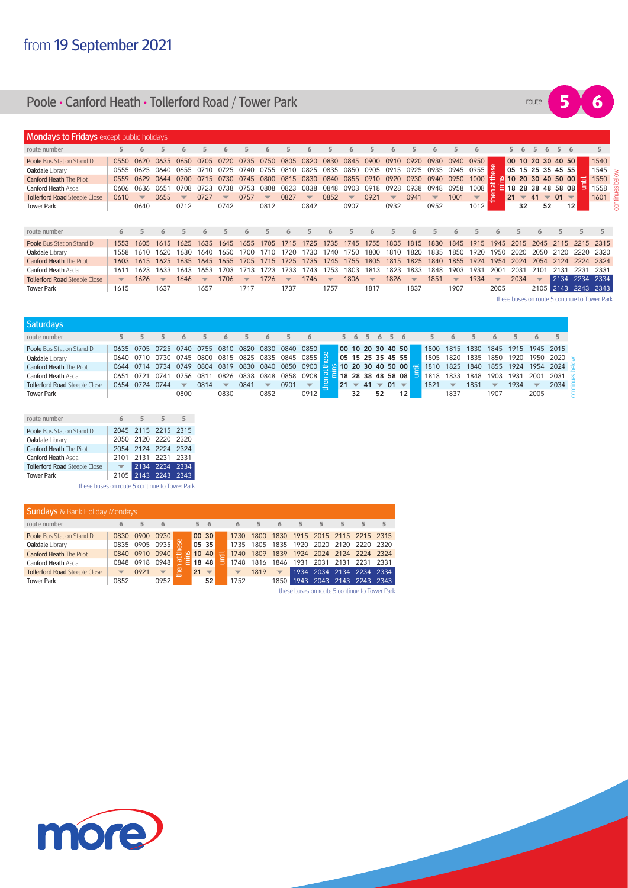from **19 September 2021**

## Poole • Canford Heath • Tollerford Road / Tower Park

route **5** **6**

### Mondays to Fridays except public holidays

| route number | 5 | 6 | 5 | 6 | 5 | 6 | 5 | 6 | 5 | 6 | 5 | 6 | 5 | 6 | 5 | 6 | 5 | 6 | | 5 | 6 | 5 | 6 | 5 | 6 | | 5 |
|---|---|---|---|---|---|---|---|---|---|---|---|---|---|---|---|---|---|---|---|---|---|---|---|---|---|---|---|
| Poole Bus Station Stand D | 0550 | 0620 | 0635 | 0650 | 0705 | 0720 | 0735 | 0750 | 0805 | 0820 | 0830 | 0845 | 0900 | 0910 | 0920 | 0930 | 0940 | 0950 | then at these mins | 00 | 10 | 20 | 30 | 40 | 50 | until | 1540 |
| Oakdale Library | 0555 | 0625 | 0640 | 0655 | 0710 | 0725 | 0740 | 0755 | 0810 | 0825 | 0835 | 0850 | 0905 | 0915 | 0925 | 0935 | 0945 | 0955 | | 05 | 15 | 25 | 35 | 45 | 55 | | 1545 |
| Canford Heath The Pilot | 0559 | 0629 | 0644 | 0700 | 0715 | 0730 | 0745 | 0800 | 0815 | 0830 | 0840 | 0855 | 0910 | 0920 | 0930 | 0940 | 0950 | 1000 | | 10 | 20 | 30 | 40 | 50 | 00 | | 1550 |
| Canford Heath Asda | 0606 | 0636 | 0651 | 0708 | 0723 | 0738 | 0753 | 0808 | 0823 | 0838 | 0848 | 0903 | 0918 | 0928 | 0938 | 0948 | 0958 | 1008 | | 18 | 28 | 38 | 48 | 58 | 08 | | 1558 |
| Tollerford Road Steeple Close | 0610 | ▼ | 0655 | ▼ | 0727 | ▼ | 0757 | ▼ | 0827 | ▼ | 0852 | ▼ | 0921 | ▼ | 0941 | ▼ | 1001 | ▼ | | 21 | ▼ | 41 | ▼ | 01 | ▼ | | 1601 |
| Tower Park | | 0640 | | 0712 | | 0742 | | 0812 | | 0842 | | 0907 | | 0932 | | 0952 | | 1012 | | | 32 | | 52 | | 12 | | |

continues below

| route number | 6 | 5 | 6 | 5 | 6 | 5 | 6 | 5 | 6 | 5 | 6 | 5 | 6 | 5 | 6 | 5 | 6 | 5 | 6 | 5 | 6 | 5 | 5 | 5 |
|---|---|---|---|---|---|---|---|---|---|---|---|---|---|---|---|---|---|---|---|---|---|---|---|---|
| Poole Bus Station Stand D | 1553 | 1605 | 1615 | 1625 | 1635 | 1645 | 1655 | 1705 | 1715 | 1725 | 1735 | 1745 | 1755 | 1805 | 1815 | 1830 | 1845 | 1915 | 1945 | 2015 | 2045 | 2115 | 2215 | 2315 |
| Oakdale Library | 1558 | 1610 | 1620 | 1630 | 1640 | 1650 | 1700 | 1710 | 1720 | 1730 | 1740 | 1750 | 1800 | 1810 | 1820 | 1835 | 1850 | 1920 | 1950 | 2020 | 2050 | 2120 | 2220 | 2320 |
| Canford Heath The Pilot | 1603 | 1615 | 1625 | 1635 | 1645 | 1655 | 1705 | 1715 | 1725 | 1735 | 1745 | 1755 | 1805 | 1815 | 1825 | 1840 | 1855 | 1924 | 1954 | 2024 | 2054 | 2124 | 2224 | 2324 |
| Canford Heath Asda | 1611 | 1623 | 1633 | 1643 | 1653 | 1703 | 1713 | 1723 | 1733 | 1743 | 1753 | 1803 | 1813 | 1823 | 1833 | 1848 | 1903 | 1931 | 2001 | 2031 | 2101 | 2131 | 2231 | 2331 |
| Tollerford Road Steeple Close | ▼ | 1626 | ▼ | 1646 | ▼ | 1706 | ▼ | 1726 | ▼ | 1746 | ▼ | 1806 | ▼ | 1826 | ▼ | 1851 | ▼ | 1934 | ▼ | 2034 | ▼ | 2134 | 2234 | 2334 |
| Tower Park | 1615 | | 1637 | | 1657 | | 1717 | | 1737 | | 1757 | | 1817 | | 1837 | | 1907 | | 2005 | | 2105 | 2143 | 2243 | 2343 |

these buses on route 5 continue to Tower Park

### Saturdays

| route number | 5 | 5 | 5 | 6 | 5 | 6 | 5 | 6 | 5 | 6 | | 5 | 6 | 5 | 6 | 5 | 6 | | 5 | 6 | 5 | 6 | 5 | 6 | 5 |
|---|---|---|---|---|---|---|---|---|---|---|---|---|---|---|---|---|---|---|---|---|---|---|---|---|---|
| Poole Bus Station Stand D | 0635 | 0705 | 0725 | 0740 | 0755 | 0810 | 0820 | 0830 | 0840 | 0850 | then at these mins | 00 | 10 | 20 | 30 | 40 | 50 | until | 1800 | 1815 | 1830 | 1845 | 1915 | 1945 | 2015 |
| Oakdale Library | 0640 | 0710 | 0730 | 0745 | 0800 | 0815 | 0825 | 0835 | 0845 | 0855 | | 05 | 15 | 25 | 35 | 45 | 55 | | 1805 | 1820 | 1835 | 1850 | 1920 | 1950 | 2020 |
| Canford Heath The Pilot | 0644 | 0714 | 0734 | 0749 | 0804 | 0819 | 0830 | 0840 | 0850 | 0900 | | 10 | 20 | 30 | 40 | 50 | 00 | | 1810 | 1825 | 1840 | 1855 | 1924 | 1954 | 2024 |
| Canford Heath Asda | 0651 | 0721 | 0741 | 0756 | 0811 | 0826 | 0838 | 0848 | 0858 | 0908 | | 18 | 28 | 38 | 48 | 58 | 08 | | 1818 | 1833 | 1848 | 1903 | 1931 | 2001 | 2031 |
| Tollerford Road Steeple Close | 0654 | 0724 | 0744 | ▼ | 0814 | ▼ | 0841 | ▼ | 0901 | ▼ | | 21 | ▼ | 41 | ▼ | 01 | ▼ | | 1821 | ▼ | 1851 | ▼ | 1934 | ▼ | 2034 |
| Tower Park | | | | 0800 | | 0830 | | 0852 | | 0912 | | | 32 | | 52 | | 12 | | | 1837 | | 1907 | | 2005 | |

continues below

| route number | 6 | 5 | 5 | 5 |
|---|---|---|---|---|
| Poole Bus Station Stand D | 2045 | 2115 | 2215 | 2315 |
| Oakdale Library | 2050 | 2120 | 2220 | 2320 |
| Canford Heath The Pilot | 2054 | 2124 | 2224 | 2324 |
| Canford Heath Asda | 2101 | 2131 | 2231 | 2331 |
| Tollerford Road Steeple Close | ▼ | 2134 | 2234 | 2334 |
| Tower Park | 2105 | 2143 | 2243 | 2343 |

these buses on route 5 continue to Tower Park

### Sundays & Bank Holiday Mondays

| route number | 6 | 5 | 6 | | 5 | 6 | | 6 | 5 | 6 | 5 | 5 | 5 | 5 | 5 |
|---|---|---|---|---|---|---|---|---|---|---|---|---|---|---|---|
| Poole Bus Station Stand D | 0830 | 0900 | 0930 | then at these mins | 00 | 30 | until | 1730 | 1800 | 1830 | 1915 | 2015 | 2115 | 2215 | 2315 |
| Oakdale Library | 0835 | 0905 | 0935 | | 05 | 35 | | 1735 | 1805 | 1835 | 1920 | 2020 | 2120 | 2220 | 2320 |
| Canford Heath The Pilot | 0840 | 0910 | 0940 | | 10 | 40 | | 1740 | 1809 | 1839 | 1924 | 2024 | 2124 | 2224 | 2324 |
| Canford Heath Asda | 0848 | 0918 | 0948 | | 18 | 48 | | 1748 | 1816 | 1846 | 1931 | 2031 | 2131 | 2231 | 2331 |
| Tollerford Road Steeple Close | ▼ | 0921 | ▼ | | 21 | ▼ | | ▼ | 1819 | ▼ | 1934 | 2034 | 2134 | 2234 | 2334 |
| Tower Park | 0852 | | 0952 | | | 52 | | 1752 | | 1850 | 1943 | 2043 | 2143 | 2243 | 2343 |

these buses on route 5 continue to Tower Park

more